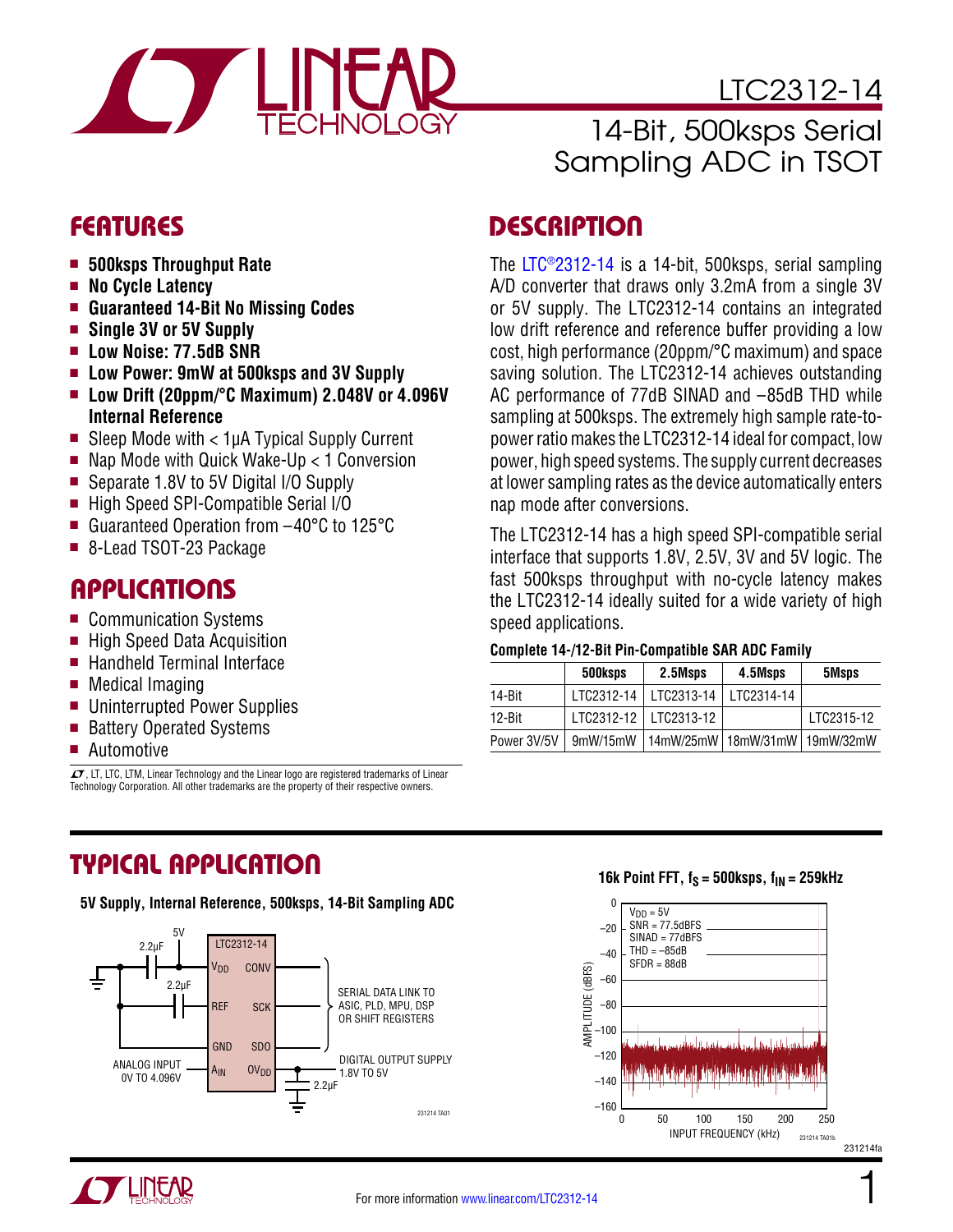# LTC2312-14

## 14-Bit, 500ksps Serial Sampling ADC in TSOT

## FEATURES

- **500ksps Throughput Rate**
- **No Cycle Latency**
- **Guaranteed 14-Bit No Missing Codes**
- **Single 3V or 5V Supply**
- **Low Noise: 77.5dB SNR**
- **Low Power: 9mW at 500ksps and 3V Supply**
- **Low Drift (20ppm/°C Maximum) 2.048V or 4.096V Internal Reference**
- Sleep Mode with < 1µA Typical Supply Current
- Nap Mode with Quick Wake-Up < 1 Conversion
- Separate 1.8V to 5V Digital I/O Supply
- High Speed SPI-Compatible Serial I/O
- Guaranteed Operation from –40°C to 125°C
- 8-Lead TSOT-23 Package

## APPLICATIONS

- Communication Systems
- High Speed Data Acquisition
- Handheld Terminal Interface
- Medical Imaging
- Uninterrupted Power Supplies
- Battery Operated Systems
- Automotive

LT, LTC, LTM, Linear Technology and the Linear logo are registered trademarks of Linear Technology Corporation. All other trademarks are the property of their respective owners.

## DESCRIPTION

The LTC®2312-14 is a 14-bit, 500ksps, serial sampling A/D converter that draws only 3.2mA from a single 3V or 5V supply. The LTC2312-14 contains an integrated low drift reference and reference buffer providing a low cost, high performance (20ppm/°C maximum) and space saving solution. The LTC2312-14 achieves outstanding AC performance of 77dB SINAD and –85dB THD while sampling at 500ksps. The extremely high sample rate-to-power ratio makes the LTC2312-14 ideal for compact, low power, high speed systems. The supply current decreases at lower sampling rates as the device automatically enters nap mode after conversions.

The LTC2312-14 has a high speed SPI-compatible serial interface that supports 1.8V, 2.5V, 3V and 5V logic. The fast 500ksps throughput with no-cycle latency makes the LTC2312-14 ideally suited for a wide variety of high speed applications.

**Complete 14-/12-Bit Pin-Compatible SAR ADC Family**

| | 500ksps | 2.5Msps | 4.5Msps | 5Msps |
|---|---|---|---|---|
| 14-Bit | LTC2312-14 | LTC2313-14 | LTC2314-14 | |
| 12-Bit | LTC2312-12 | LTC2313-12 | | LTC2315-12 |
| Power 3V/5V | 9mW/15mW | 14mW/25mW | 18mW/31mW | 19mW/32mW |

## TYPICAL APPLICATION

**5V Supply, Internal Reference, 500ksps, 14-Bit Sampling ADC**

**16k Point FFT, $f_S$ = 500ksps, $f_{IN}$ = 259kHz**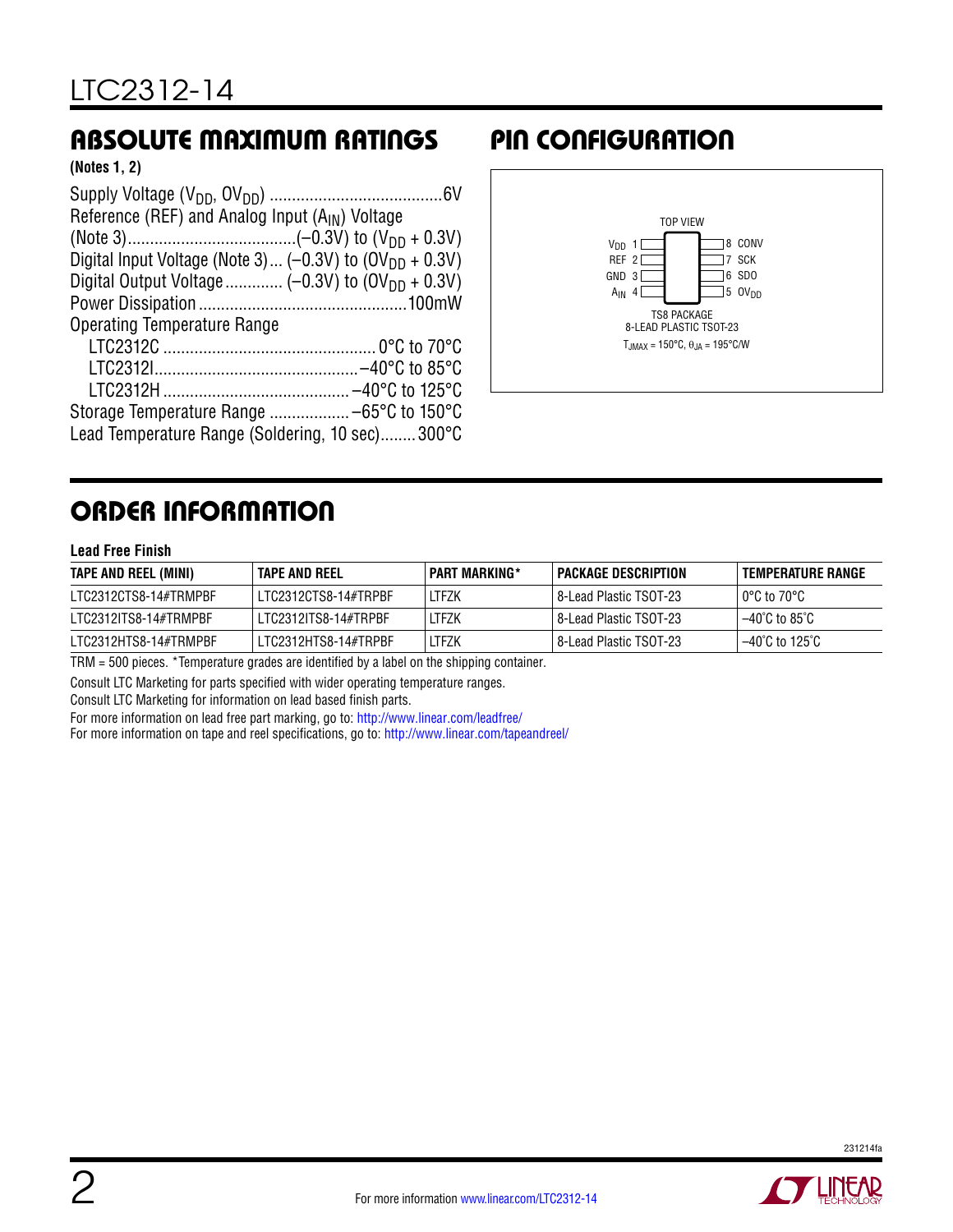## ABSOLUTE MAXIMUM RATINGS

**(Notes 1, 2)**

Supply Voltage ($V_{DD}$, $OV_{DD}$) ....................................... 6V
Reference (REF) and Analog Input ($A_{IN}$) Voltage
(Note 3)...................................... (–0.3V) to ($V_{DD}$ + 0.3V)
Digital Input Voltage (Note 3)... (–0.3V) to ($OV_{DD}$ + 0.3V)
Digital Output Voltage............. (–0.3V) to ($OV_{DD}$ + 0.3V)
Power Dissipation ............................................... 100mW
Operating Temperature Range
  LTC2312C ................................................ 0°C to 70°C
  LTC2312I............................................. –40°C to 85°C
  LTC2312H .......................................... –40°C to 125°C
Storage Temperature Range .................. –65°C to 150°C
Lead Temperature Range (Soldering, 10 sec)........ 300°C

## PIN CONFIGURATION

TOP VIEW

| Pin | Name | Pin | Name |
|---|---|---|---|
| 1 | $V_{DD}$ | 8 | CONV |
| 2 | REF | 7 | SCK |
| 3 | GND | 6 | SDO |
| 4 | $A_{IN}$ | 5 | $OV_{DD}$ |

TS8 PACKAGE
8-LEAD PLASTIC TSOT-23
$T_{JMAX}$ = 150°C, $\theta_{JA}$ = 195°C/W

## ORDER INFORMATION

**Lead Free Finish**

| TAPE AND REEL (MINI) | TAPE AND REEL | PART MARKING* | PACKAGE DESCRIPTION | TEMPERATURE RANGE |
|---|---|---|---|---|
| LTC2312CTS8-14#TRMPBF | LTC2312CTS8-14#TRPBF | LTFZK | 8-Lead Plastic TSOT-23 | 0°C to 70°C |
| LTC2312ITS8-14#TRMPBF | LTC2312ITS8-14#TRPBF | LTFZK | 8-Lead Plastic TSOT-23 | –40°C to 85°C |
| LTC2312HTS8-14#TRMPBF | LTC2312HTS8-14#TRPBF | LTFZK | 8-Lead Plastic TSOT-23 | –40°C to 125°C |

TRM = 500 pieces. *Temperature grades are identified by a label on the shipping container.

Consult LTC Marketing for parts specified with wider operating temperature ranges.

Consult LTC Marketing for information on lead based finish parts.

For more information on lead free part marking, go to: http://www.linear.com/leadfree/
For more information on tape and reel specifications, go to: http://www.linear.com/tapeandreel/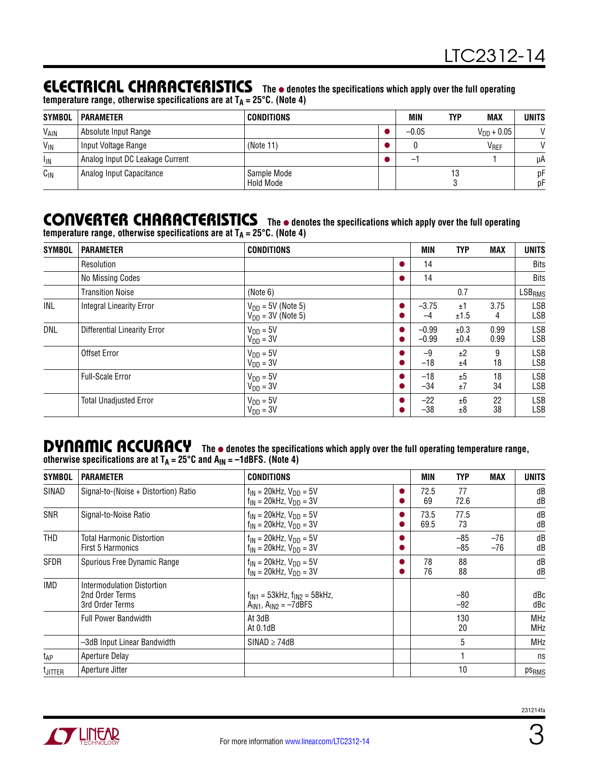## ELECTRICAL CHARACTERISTICS

**The ● denotes the specifications which apply over the full operating temperature range, otherwise specifications are at $T_A$ = 25°C. (Note 4)**

| SYMBOL | PARAMETER | CONDITIONS | | MIN | TYP | MAX | UNITS |
|---|---|---|---|---|---|---|---|
| $V_{AIN}$ | Absolute Input Range | | ● | –0.05 | | $V_{DD}$ + 0.05 | V |
| $V_{IN}$ | Input Voltage Range | (Note 11) | ● | 0 | | $V_{REF}$ | V |
| $I_{IN}$ | Analog Input DC Leakage Current | | ● | –1 | | 1 | µA |
| $C_{IN}$ | Analog Input Capacitance | Sample Mode<br>Hold Mode | | | 13<br>3 | | pF<br>pF |

## CONVERTER CHARACTERISTICS

**The ● denotes the specifications which apply over the full operating temperature range, otherwise specifications are at $T_A$ = 25°C. (Note 4)**

| SYMBOL | PARAMETER | CONDITIONS | | MIN | TYP | MAX | UNITS |
|---|---|---|---|---|---|---|---|
| | Resolution | | ● | 14 | | | Bits |
| | No Missing Codes | | ● | 14 | | | Bits |
| | Transition Noise | (Note 6) | | | 0.7 | | $LSB_{RMS}$ |
| INL | Integral Linearity Error | $V_{DD}$ = 5V (Note 5)<br>$V_{DD}$ = 3V (Note 5) | ●<br>● | –3.75<br>–4 | ±1<br>±1.5 | 3.75<br>4 | LSB<br>LSB |
| DNL | Differential Linearity Error | $V_{DD}$ = 5V<br>$V_{DD}$ = 3V | ●<br>● | –0.99<br>–0.99 | ±0.3<br>±0.4 | 0.99<br>0.99 | LSB<br>LSB |
| | Offset Error | $V_{DD}$ = 5V<br>$V_{DD}$ = 3V | ●<br>● | –9<br>–18 | ±2<br>±4 | 9<br>18 | LSB<br>LSB |
| | Full-Scale Error | $V_{DD}$ = 5V<br>$V_{DD}$ = 3V | ●<br>● | –18<br>–34 | ±5<br>±7 | 18<br>34 | LSB<br>LSB |
| | Total Unadjusted Error | $V_{DD}$ = 5V<br>$V_{DD}$ = 3V | ●<br>● | –22<br>–38 | ±6<br>±8 | 22<br>38 | LSB<br>LSB |

## DYNAMIC ACCURACY

**The ● denotes the specifications which apply over the full operating temperature range, otherwise specifications are at $T_A$ = 25°C and $A_{IN}$ = –1dBFS. (Note 4)**

| SYMBOL | PARAMETER | CONDITIONS | | MIN | TYP | MAX | UNITS |
|---|---|---|---|---|---|---|---|
| SINAD | Signal-to-(Noise + Distortion) Ratio | $f_{IN}$ = 20kHz, $V_{DD}$ = 5V<br>$f_{IN}$ = 20kHz, $V_{DD}$ = 3V | ●<br>● | 72.5<br>69 | 77<br>72.6 | | dB<br>dB |
| SNR | Signal-to-Noise Ratio | $f_{IN}$ = 20kHz, $V_{DD}$ = 5V<br>$f_{IN}$ = 20kHz, $V_{DD}$ = 3V | ●<br>● | 73.5<br>69.5 | 77.5<br>73 | | dB<br>dB |
| THD | Total Harmonic Distortion<br>First 5 Harmonics | $f_{IN}$ = 20kHz, $V_{DD}$ = 5V<br>$f_{IN}$ = 20kHz, $V_{DD}$ = 3V | ●<br>● | | –85<br>–85 | –76<br>–76 | dB<br>dB |
| SFDR | Spurious Free Dynamic Range | $f_{IN}$ = 20kHz, $V_{DD}$ = 5V<br>$f_{IN}$ = 20kHz, $V_{DD}$ = 3V | ●<br>● | 78<br>76 | 88<br>88 | | dB<br>dB |
| IMD | Intermodulation Distortion<br>2nd Order Terms<br>3rd Order Terms | $f_{IN1}$ = 53kHz, $f_{IN2}$ = 58kHz,<br>$A_{IN1}$, $A_{IN2}$ = –7dBFS | | | –80<br>–92 | | dBc<br>dBc |
| | Full Power Bandwidth | At 3dB<br>At 0.1dB | | | 130<br>20 | | MHz<br>MHz |
| | –3dB Input Linear Bandwidth | SINAD ≥ 74dB | | | 5 | | MHz |
| $t_{AP}$ | Aperture Delay | | | | 1 | | ns |
| $t_{JITTER}$ | Aperture Jitter | | | | 10 | | $ps_{RMS}$ |

For more information www.linear.com/LTC2312-14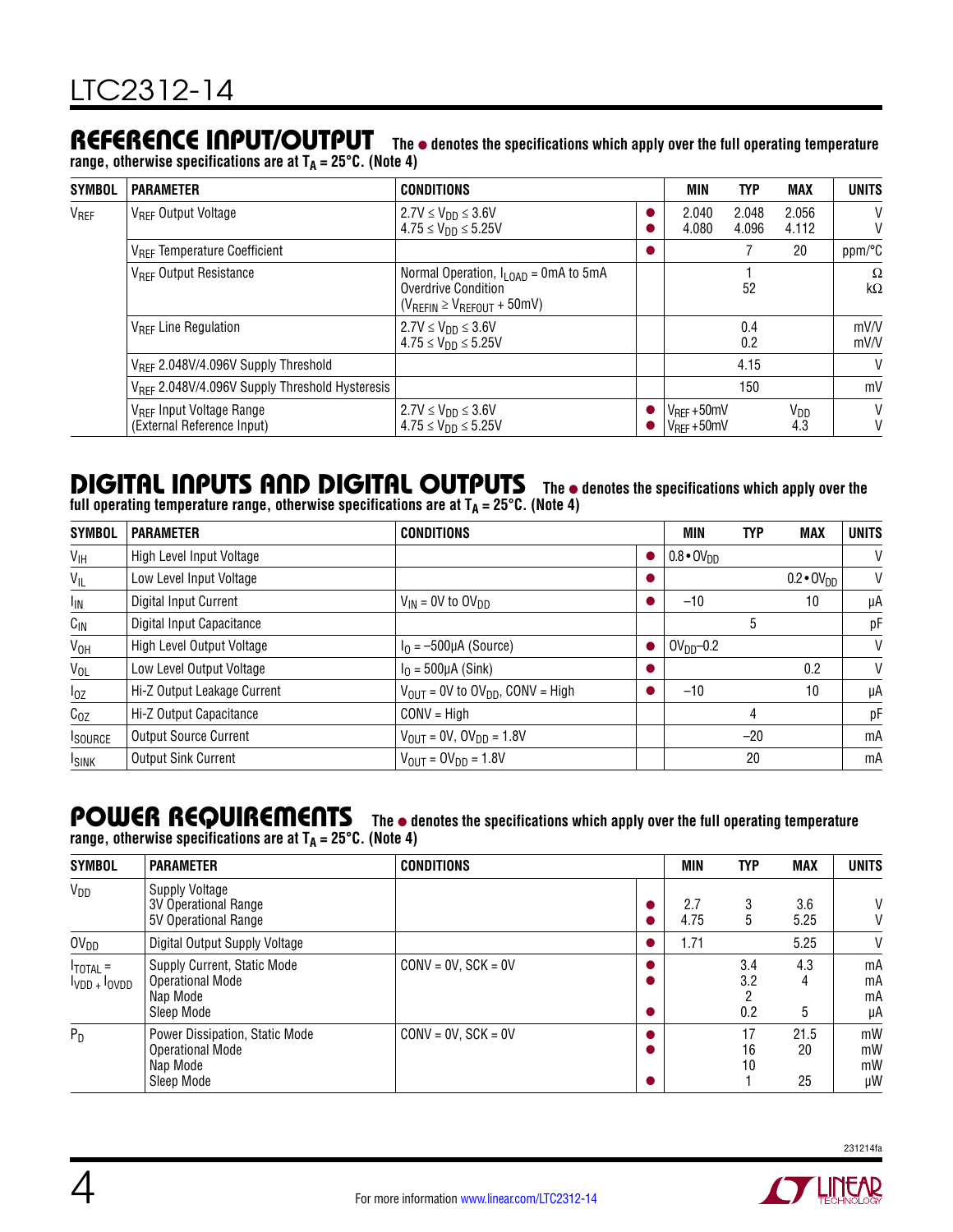## REFERENCE INPUT/OUTPUT

**The ● denotes the specifications which apply over the full operating temperature range, otherwise specifications are at $T_A = 25°C$. (Note 4)**

| SYMBOL | PARAMETER | CONDITIONS | | MIN | TYP | MAX | UNITS |
|---|---|---|---|---|---|---|---|
| $V_{REF}$ | $V_{REF}$ Output Voltage | $2.7V \leq V_{DD} \leq 3.6V$<br>$4.75 \leq V_{DD} \leq 5.25V$ | ●<br>● | 2.040<br>4.080 | 2.048<br>4.096 | 2.056<br>4.112 | V<br>V |
| | $V_{REF}$ Temperature Coefficient | | ● | | 7 | 20 | ppm/°C |
| | $V_{REF}$ Output Resistance | Normal Operation, $I_{LOAD}$ = 0mA to 5mA<br>Overdrive Condition ($V_{REFIN} \geq V_{REFOUT}$ + 50mV) | | | 1<br>52 | | Ω<br>kΩ |
| | $V_{REF}$ Line Regulation | $2.7V \leq V_{DD} \leq 3.6V$<br>$4.75 \leq V_{DD} \leq 5.25V$ | | | 0.4<br>0.2 | | mV/V<br>mV/V |
| | $V_{REF}$ 2.048V/4.096V Supply Threshold | | | | 4.15 | | V |
| | $V_{REF}$ 2.048V/4.096V Supply Threshold Hysteresis | | | | 150 | | mV |
| | $V_{REF}$ Input Voltage Range (External Reference Input) | $2.7V \leq V_{DD} \leq 3.6V$<br>$4.75 \leq V_{DD} \leq 5.25V$ | ●<br>● | $V_{REF}$ +50mV<br>$V_{REF}$ +50mV | | $V_{DD}$<br>4.3 | V<br>V |

## DIGITAL INPUTS AND DIGITAL OUTPUTS

**The ● denotes the specifications which apply over the full operating temperature range, otherwise specifications are at $T_A = 25°C$. (Note 4)**

| SYMBOL | PARAMETER | CONDITIONS | | MIN | TYP | MAX | UNITS |
|---|---|---|---|---|---|---|---|
| $V_{IH}$ | High Level Input Voltage | | ● | $0.8 \cdot OV_{DD}$ | | | V |
| $V_{IL}$ | Low Level Input Voltage | | ● | | | $0.2 \cdot OV_{DD}$ | V |
| $I_{IN}$ | Digital Input Current | $V_{IN}$ = 0V to $OV_{DD}$ | ● | –10 | | 10 | µA |
| $C_{IN}$ | Digital Input Capacitance | | | | 5 | | pF |
| $V_{OH}$ | High Level Output Voltage | $I_O$ = –500µA (Source) | ● | $OV_{DD}$–0.2 | | | V |
| $V_{OL}$ | Low Level Output Voltage | $I_O$ = 500µA (Sink) | ● | | | 0.2 | V |
| $I_{OZ}$ | Hi-Z Output Leakage Current | $V_{OUT}$ = 0V to $OV_{DD}$, CONV = High | ● | –10 | | 10 | µA |
| $C_{OZ}$ | Hi-Z Output Capacitance | CONV = High | | | 4 | | pF |
| $I_{SOURCE}$ | Output Source Current | $V_{OUT}$ = 0V, $OV_{DD}$ = 1.8V | | | –20 | | mA |
| $I_{SINK}$ | Output Sink Current | $V_{OUT}$ = $OV_{DD}$ = 1.8V | | | 20 | | mA |

## POWER REQUIREMENTS

**The ● denotes the specifications which apply over the full operating temperature range, otherwise specifications are at $T_A = 25°C$. (Note 4)**

| SYMBOL | PARAMETER | CONDITIONS | | MIN | TYP | MAX | UNITS |
|---|---|---|---|---|---|---|---|
| $V_{DD}$ | Supply Voltage<br>3V Operational Range<br>5V Operational Range | | <br>●<br>● | <br>2.7<br>4.75 | <br>3<br>5 | <br>3.6<br>5.25 | <br>V<br>V |
| $OV_{DD}$ | Digital Output Supply Voltage | | ● | 1.71 | | 5.25 | V |
| $I_{TOTAL} = I_{VDD} + I_{OVDD}$ | Supply Current, Static Mode<br>Operational Mode<br>Nap Mode<br>Sleep Mode | CONV = 0V, SCK = 0V | ●<br>●<br><br>● | | 3.4<br>3.2<br>2<br>0.2 | 4.3<br>4<br><br>5 | mA<br>mA<br>mA<br>µA |
| $P_D$ | Power Dissipation, Static Mode<br>Operational Mode<br>Nap Mode<br>Sleep Mode | CONV = 0V, SCK = 0V | ●<br>●<br><br>● | | 17<br>16<br>10<br>1 | 21.5<br>20<br><br>25 | mW<br>mW<br>mW<br>µW |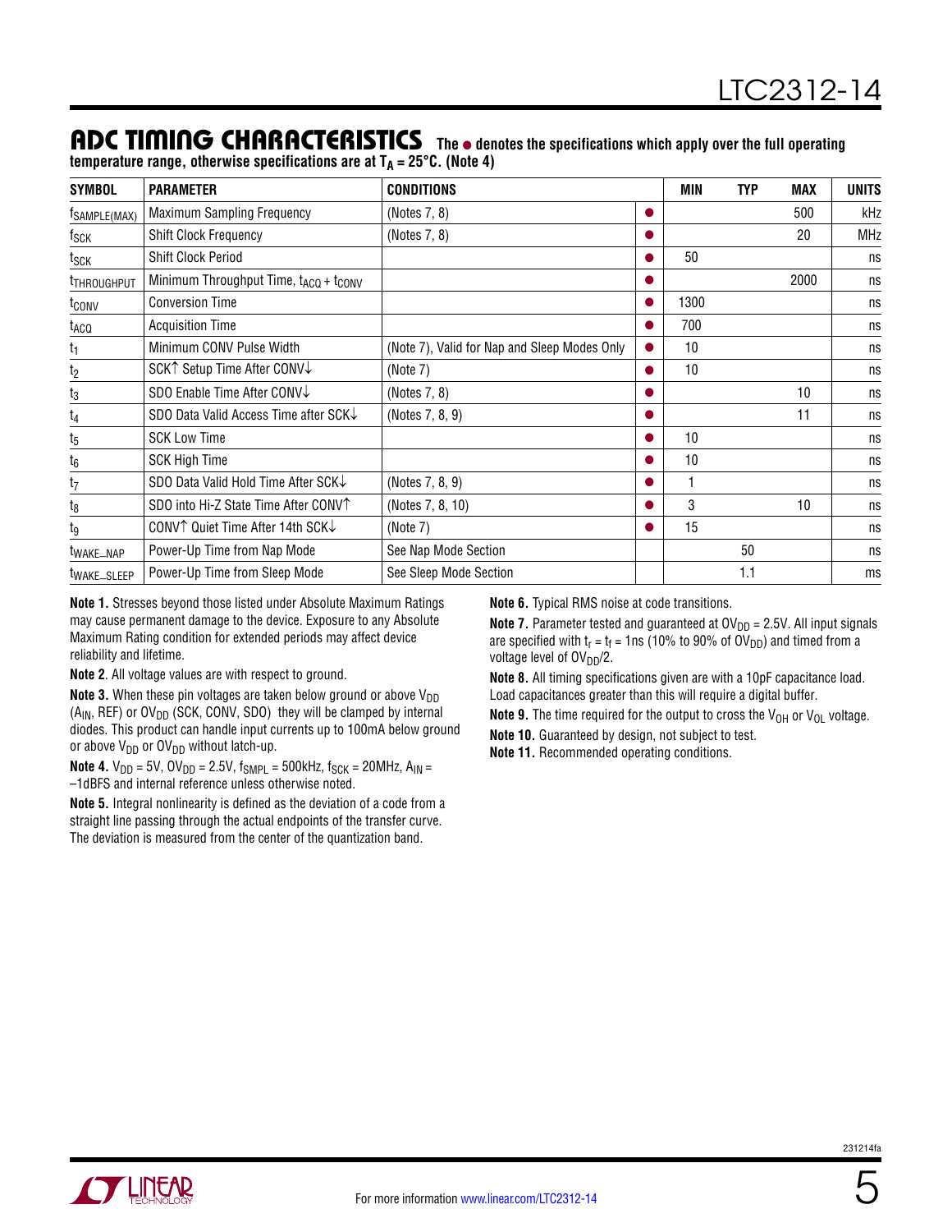## ADC TIMING CHARACTERISTICS

**The ● denotes the specifications which apply over the full operating temperature range, otherwise specifications are at $T_A = 25°C$. (Note 4)**

| SYMBOL | PARAMETER | CONDITIONS | | MIN | TYP | MAX | UNITS |
|---|---|---|---|---|---|---|---|
| $f_{SAMPLE(MAX)}$ | Maximum Sampling Frequency | (Notes 7, 8) | ● | | | 500 | kHz |
| $f_{SCK}$ | Shift Clock Frequency | (Notes 7, 8) | ● | | | 20 | MHz |
| $t_{SCK}$ | Shift Clock Period | | ● | 50 | | | ns |
| $t_{THROUGHPUT}$ | Minimum Throughput Time, $t_{ACQ} + t_{CONV}$ | | ● | | | 2000 | ns |
| $t_{CONV}$ | Conversion Time | | ● | 1300 | | | ns |
| $t_{ACQ}$ | Acquisition Time | | ● | 700 | | | ns |
| $t_1$ | Minimum CONV Pulse Width | (Note 7), Valid for Nap and Sleep Modes Only | ● | 10 | | | ns |
| $t_2$ | SCK↑ Setup Time After CONV↓ | (Note 7) | ● | 10 | | | ns |
| $t_3$ | SDO Enable Time After CONV↓ | (Notes 7, 8) | ● | | | 10 | ns |
| $t_4$ | SDO Data Valid Access Time after SCK↓ | (Notes 7, 8, 9) | ● | | | 11 | ns |
| $t_5$ | SCK Low Time | | ● | 10 | | | ns |
| $t_6$ | SCK High Time | | ● | 10 | | | ns |
| $t_7$ | SDO Data Valid Hold Time After SCK↓ | (Notes 7, 8, 9) | ● | 1 | | | ns |
| $t_8$ | SDO into Hi-Z State Time After CONV↑ | (Notes 7, 8, 10) | ● | 3 | | 10 | ns |
| $t_9$ | CONV↑ Quiet Time After 14th SCK↓ | (Note 7) | ● | 15 | | | ns |
| $t_{WAKE\_NAP}$ | Power-Up Time from Nap Mode | See Nap Mode Section | | | 50 | | ns |
| $t_{WAKE\_SLEEP}$ | Power-Up Time from Sleep Mode | See Sleep Mode Section | | | 1.1 | | ms |

**Note 1.** Stresses beyond those listed under Absolute Maximum Ratings may cause permanent damage to the device. Exposure to any Absolute Maximum Rating condition for extended periods may affect device reliability and lifetime.

**Note 2**. All voltage values are with respect to ground.

**Note 3.** When these pin voltages are taken below ground or above $V_{DD}$ ($A_{IN}$, REF) or $OV_{DD}$ (SCK, CONV, SDO) they will be clamped by internal diodes. This product can handle input currents up to 100mA below ground or above $V_{DD}$ or $OV_{DD}$ without latch-up.

**Note 4.** $V_{DD} = 5V$, $OV_{DD} = 2.5V$, $f_{SMPL} = 500kHz$, $f_{SCK} = 20MHz$, $A_{IN} = –1dBFS$ and internal reference unless otherwise noted.

**Note 5.** Integral nonlinearity is defined as the deviation of a code from a straight line passing through the actual endpoints of the transfer curve. The deviation is measured from the center of the quantization band.

**Note 6.** Typical RMS noise at code transitions.

**Note 7.** Parameter tested and guaranteed at $OV_{DD} = 2.5V$. All input signals are specified with $t_r = t_f = 1ns$ (10% to 90% of $OV_{DD}$) and timed from a voltage level of $OV_{DD}/2$.

**Note 8.** All timing specifications given are with a 10pF capacitance load. Load capacitances greater than this will require a digital buffer.

**Note 9.** The time required for the output to cross the $V_{OH}$ or $V_{OL}$ voltage.

**Note 10.** Guaranteed by design, not subject to test.

**Note 11.** Recommended operating conditions.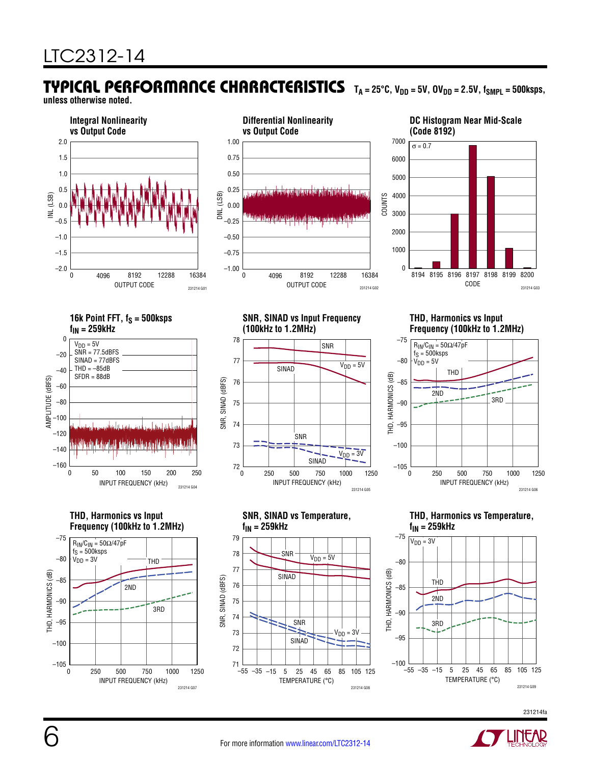## TYPICAL PERFORMANCE CHARACTERISTICS

$T_A = 25°C$, $V_{DD} = 5V$, $OV_{DD} = 2.5V$, $f_{SMPL} = 500ksps$, unless otherwise noted.

**Integral Nonlinearity vs Output Code**

INL (LSB) vs OUTPUT CODE

231214 G01

**Differential Nonlinearity vs Output Code**

DNL (LSB) vs OUTPUT CODE

231214 G02

**DC Histogram Near Mid-Scale (Code 8192)**

$\sigma = 0.7$

COUNTS vs CODE

231214 G03

**16k Point FFT, $f_S$ = 500ksps $f_{IN}$ = 259kHz**

$V_{DD} = 5V$
SNR = 77.5dBFS
SINAD = 77dBFS
THD = −85dB
SFDR = 88dB

AMPLITUDE (dBFS) vs INPUT FREQUENCY (kHz)

231214 G04

**SNR, SINAD vs Input Frequency (100kHz to 1.2MHz)**

SNR, SINAD (dBFS) vs INPUT FREQUENCY (kHz)

231214 G05

**THD, Harmonics vs Input Frequency (100kHz to 1.2MHz)**

$R_{IN}/C_{IN}$ = 50Ω/47pF
$f_S$ = 500ksps
$V_{DD} = 5V$

THD, HARMONICS (dB) vs INPUT FREQUENCY (kHz)

231214 G06

**THD, Harmonics vs Input Frequency (100kHz to 1.2MHz)**

$R_{IN}/C_{IN}$ = 50Ω/47pF
$f_S$ = 500ksps
$V_{DD} = 3V$

THD, HARMONICS (dB) vs INPUT FREQUENCY (kHz)

231214 G07

**SNR, SINAD vs Temperature, $f_{IN}$ = 259kHz**

SNR, SINAD (dBFS) vs TEMPERATURE (°C)

231214 G08

**THD, Harmonics vs Temperature, $f_{IN}$ = 259kHz**

$V_{DD} = 3V$

THD, HARMONICS (dB) vs TEMPERATURE (°C)

231214 G09

231214fa

For more information www.linear.com/LTC2312-14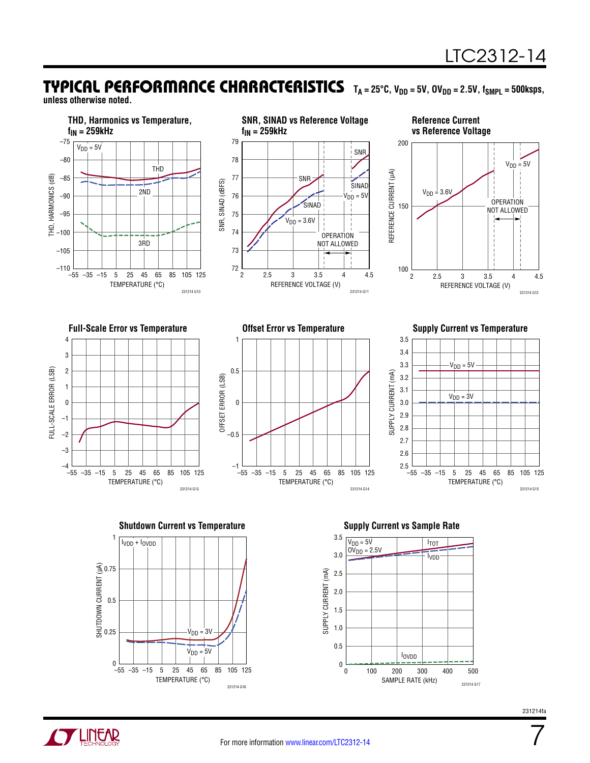## TYPICAL PERFORMANCE CHARACTERISTICS

$T_A = 25°C$, $V_{DD} = 5V$, $OV_{DD} = 2.5V$, $f_{SMPL} = 500ksps$, unless otherwise noted.

**THD, Harmonics vs Temperature, $f_{IN}$ = 259kHz**

**SNR, SINAD vs Reference Voltage $f_{IN}$ = 259kHz**

**Reference Current vs Reference Voltage**

**Full-Scale Error vs Temperature**

**Offset Error vs Temperature**

**Supply Current vs Temperature**

**Shutdown Current vs Temperature**

**Supply Current vs Sample Rate**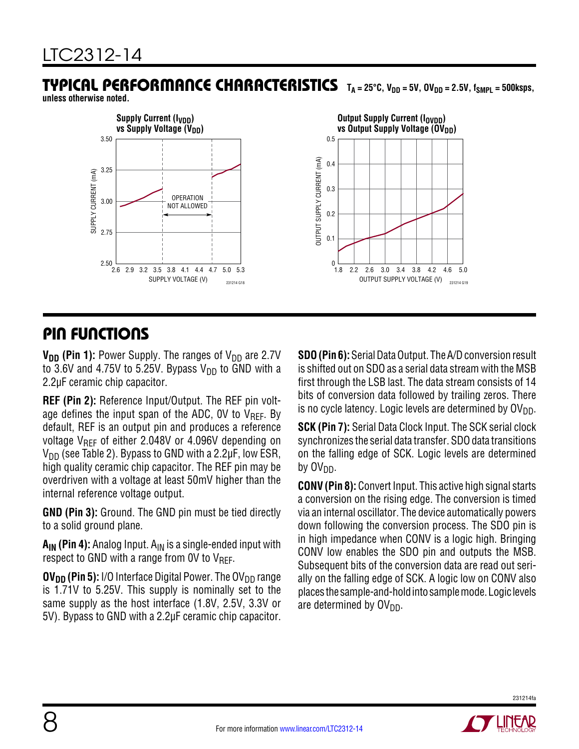## TYPICAL PERFORMANCE CHARACTERISTICS

$T_A = 25°C$, $V_{DD} = 5V$, $OV_{DD} = 2.5V$, $f_{SMPL} = 500ksps$, unless otherwise noted.

**Supply Current ($I_{VDD}$) vs Supply Voltage ($V_{DD}$)**

**Output Supply Current ($I_{OVDD}$) vs Output Supply Voltage ($OV_{DD}$)**

## PIN FUNCTIONS

**$V_{DD}$ (Pin 1):** Power Supply. The ranges of $V_{DD}$ are 2.7V to 3.6V and 4.75V to 5.25V. Bypass $V_{DD}$ to GND with a 2.2µF ceramic chip capacitor.

**REF (Pin 2):** Reference Input/Output. The REF pin voltage defines the input span of the ADC, 0V to $V_{REF}$. By default, REF is an output pin and produces a reference voltage $V_{REF}$ of either 2.048V or 4.096V depending on $V_{DD}$ (see Table 2). Bypass to GND with a 2.2µF, low ESR, high quality ceramic chip capacitor. The REF pin may be overdriven with a voltage at least 50mV higher than the internal reference voltage output.

**GND (Pin 3):** Ground. The GND pin must be tied directly to a solid ground plane.

**$A_{IN}$ (Pin 4):** Analog Input. $A_{IN}$ is a single-ended input with respect to GND with a range from 0V to $V_{REF}$.

**$OV_{DD}$ (Pin 5):** I/O Interface Digital Power. The $OV_{DD}$ range is 1.71V to 5.25V. This supply is nominally set to the same supply as the host interface (1.8V, 2.5V, 3.3V or 5V). Bypass to GND with a 2.2µF ceramic chip capacitor.

**SDO (Pin 6):** Serial Data Output. The A/D conversion result is shifted out on SDO as a serial data stream with the MSB first through the LSB last. The data stream consists of 14 bits of conversion data followed by trailing zeros. There is no cycle latency. Logic levels are determined by $OV_{DD}$.

**SCK (Pin 7):** Serial Data Clock Input. The SCK serial clock synchronizes the serial data transfer. SDO data transitions on the falling edge of SCK. Logic levels are determined by $OV_{DD}$.

**CONV (Pin 8):** Convert Input. This active high signal starts a conversion on the rising edge. The conversion is timed via an internal oscillator. The device automatically powers down following the conversion process. The SDO pin is in high impedance when CONV is a logic high. Bringing CONV low enables the SDO pin and outputs the MSB. Subsequent bits of the conversion data are read out serially on the falling edge of SCK. A logic low on CONV also places the sample-and-hold into sample mode. Logic levels are determined by $OV_{DD}$.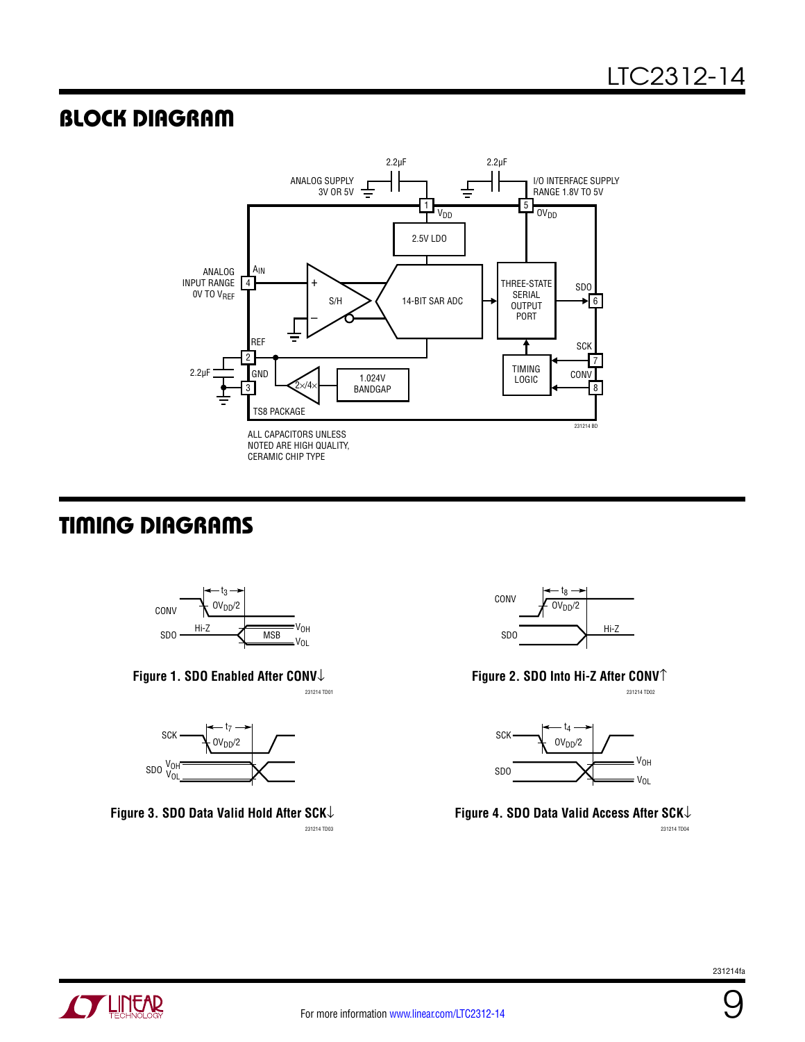## BLOCK DIAGRAM

ALL CAPACITORS UNLESS NOTED ARE HIGH QUALITY, CERAMIC CHIP TYPE

## TIMING DIAGRAMS

**Figure 1. SDO Enabled After CONV↓**

**Figure 2. SDO Into Hi-Z After CONV↑**

**Figure 3. SDO Data Valid Hold After SCK↓**

**Figure 4. SDO Data Valid Access After SCK↓**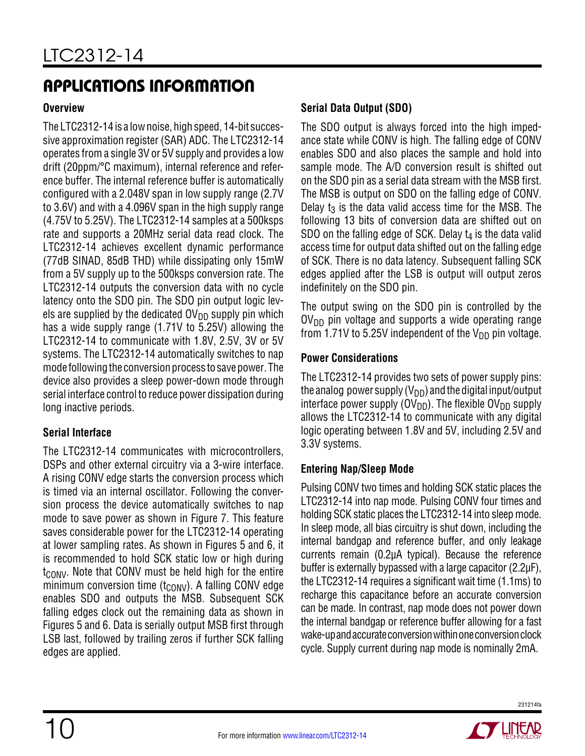## APPLICATIONS INFORMATION

### Overview

The LTC2312-14 is a low noise, high speed, 14-bit successive approximation register (SAR) ADC. The LTC2312-14 operates from a single 3V or 5V supply and provides a low drift (20ppm/°C maximum), internal reference and reference buffer. The internal reference buffer is automatically configured with a 2.048V span in low supply range (2.7V to 3.6V) and with a 4.096V span in the high supply range (4.75V to 5.25V). The LTC2312-14 samples at a 500ksps rate and supports a 20MHz serial data read clock. The LTC2312-14 achieves excellent dynamic performance (77dB SINAD, 85dB THD) while dissipating only 15mW from a 5V supply up to the 500ksps conversion rate. The LTC2312-14 outputs the conversion data with no cycle latency onto the SDO pin. The SDO pin output logic levels are supplied by the dedicated $OV_{DD}$ supply pin which has a wide supply range (1.71V to 5.25V) allowing the LTC2312-14 to communicate with 1.8V, 2.5V, 3V or 5V systems. The LTC2312-14 automatically switches to nap mode following the conversion process to save power. The device also provides a sleep power-down mode through serial interface control to reduce power dissipation during long inactive periods.

### Serial Interface

The LTC2312-14 communicates with microcontrollers, DSPs and other external circuitry via a 3-wire interface. A rising CONV edge starts the conversion process which is timed via an internal oscillator. Following the conversion process the device automatically switches to nap mode to save power as shown in Figure 7. This feature saves considerable power for the LTC2312-14 operating at lower sampling rates. As shown in Figures 5 and 6, it is recommended to hold SCK static low or high during $t_{CONV}$. Note that CONV must be held high for the entire minimum conversion time ($t_{CONV}$). A falling CONV edge enables SDO and outputs the MSB. Subsequent SCK falling edges clock out the remaining data as shown in Figures 5 and 6. Data is serially output MSB first through LSB last, followed by trailing zeros if further SCK falling edges are applied.

### Serial Data Output (SDO)

The SDO output is always forced into the high impedance state while CONV is high. The falling edge of CONV enables SDO and also places the sample and hold into sample mode. The A/D conversion result is shifted out on the SDO pin as a serial data stream with the MSB first. The MSB is output on SDO on the falling edge of CONV. Delay $t_3$ is the data valid access time for the MSB. The following 13 bits of conversion data are shifted out on SDO on the falling edge of SCK. Delay $t_4$ is the data valid access time for output data shifted out on the falling edge of SCK. There is no data latency. Subsequent falling SCK edges applied after the LSB is output will output zeros indefinitely on the SDO pin.

The output swing on the SDO pin is controlled by the $OV_{DD}$ pin voltage and supports a wide operating range from 1.71V to 5.25V independent of the $V_{DD}$ pin voltage.

### Power Considerations

The LTC2312-14 provides two sets of power supply pins: the analog power supply ($V_{DD}$) and the digital input/output interface power supply ($OV_{DD}$). The flexible $OV_{DD}$ supply allows the LTC2312-14 to communicate with any digital logic operating between 1.8V and 5V, including 2.5V and 3.3V systems.

### Entering Nap/Sleep Mode

Pulsing CONV two times and holding SCK static places the LTC2312-14 into nap mode. Pulsing CONV four times and holding SCK static places the LTC2312-14 into sleep mode. In sleep mode, all bias circuitry is shut down, including the internal bandgap and reference buffer, and only leakage currents remain (0.2µA typical). Because the reference buffer is externally bypassed with a large capacitor (2.2µF), the LTC2312-14 requires a significant wait time (1.1ms) to recharge this capacitance before an accurate conversion can be made. In contrast, nap mode does not power down the internal bandgap or reference buffer allowing for a fast wake-up and accurate conversion within one conversion clock cycle. Supply current during nap mode is nominally 2mA.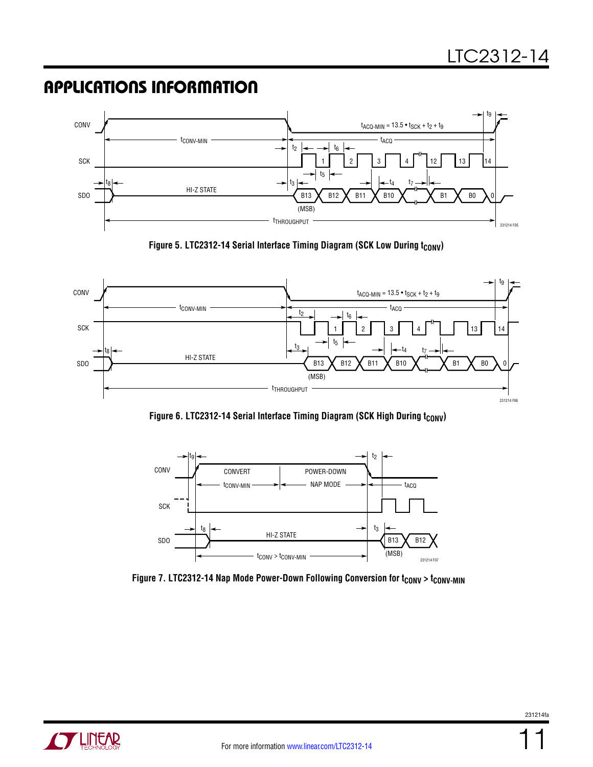## APPLICATIONS INFORMATION

Figure 5. LTC2312-14 Serial Interface Timing Diagram (SCK Low During $t_{CONV}$)

Figure 6. LTC2312-14 Serial Interface Timing Diagram (SCK High During $t_{CONV}$)

Figure 7. LTC2312-14 Nap Mode Power-Down Following Conversion for $t_{CONV} > t_{CONV\text{-}MIN}$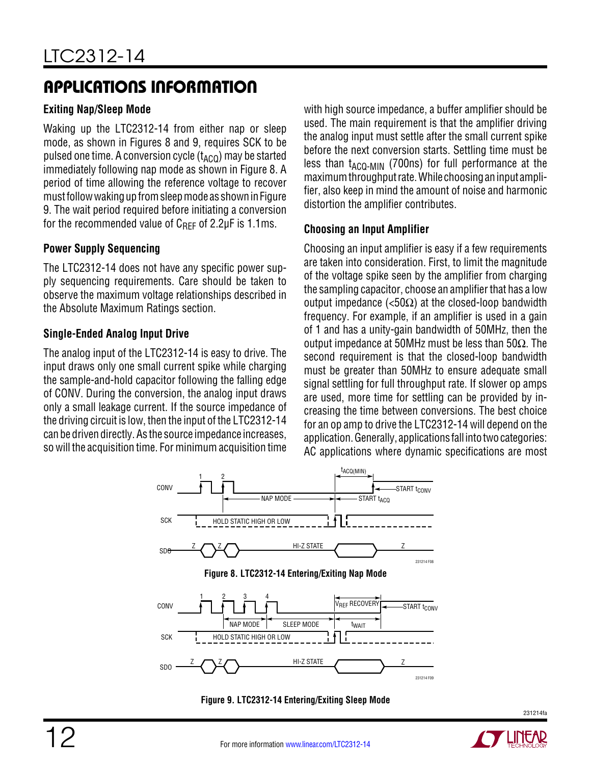## APPLICATIONS INFORMATION

### Exiting Nap/Sleep Mode

Waking up the LTC2312-14 from either nap or sleep mode, as shown in Figures 8 and 9, requires SCK to be pulsed one time. A conversion cycle ($t_{ACQ}$) may be started immediately following nap mode as shown in Figure 8. A period of time allowing the reference voltage to recover must follow waking up from sleep mode as shown in Figure 9. The wait period required before initiating a conversion for the recommended value of $C_{REF}$ of 2.2µF is 1.1ms.

### Power Supply Sequencing

The LTC2312-14 does not have any specific power supply sequencing requirements. Care should be taken to observe the maximum voltage relationships described in the Absolute Maximum Ratings section.

### Single-Ended Analog Input Drive

The analog input of the LTC2312-14 is easy to drive. The input draws only one small current spike while charging the sample-and-hold capacitor following the falling edge of CONV. During the conversion, the analog input draws only a small leakage current. If the source impedance of the driving circuit is low, then the input of the LTC2312-14 can be driven directly. As the source impedance increases, so will the acquisition time. For minimum acquisition time with high source impedance, a buffer amplifier should be used. The main requirement is that the amplifier driving the analog input must settle after the small current spike before the next conversion starts. Settling time must be less than $t_{ACQ-MIN}$ (700ns) for full performance at the maximum throughput rate. While choosing an input amplifier, also keep in mind the amount of noise and harmonic distortion the amplifier contributes.

### Choosing an Input Amplifier

Choosing an input amplifier is easy if a few requirements are taken into consideration. First, to limit the magnitude of the voltage spike seen by the amplifier from charging the sampling capacitor, choose an amplifier that has a low output impedance (<50Ω) at the closed-loop bandwidth frequency. For example, if an amplifier is used in a gain of 1 and has a unity-gain bandwidth of 50MHz, then the output impedance at 50MHz must be less than 50Ω. The second requirement is that the closed-loop bandwidth must be greater than 50MHz to ensure adequate small signal settling for full throughput rate. If slower op amps are used, more time for settling can be provided by increasing the time between conversions. The best choice for an op amp to drive the LTC2312-14 will depend on the application. Generally, applications fall into two categories: AC applications where dynamic specifications are most

**Figure 8. LTC2312-14 Entering/Exiting Nap Mode**

**Figure 9. LTC2312-14 Entering/Exiting Sleep Mode**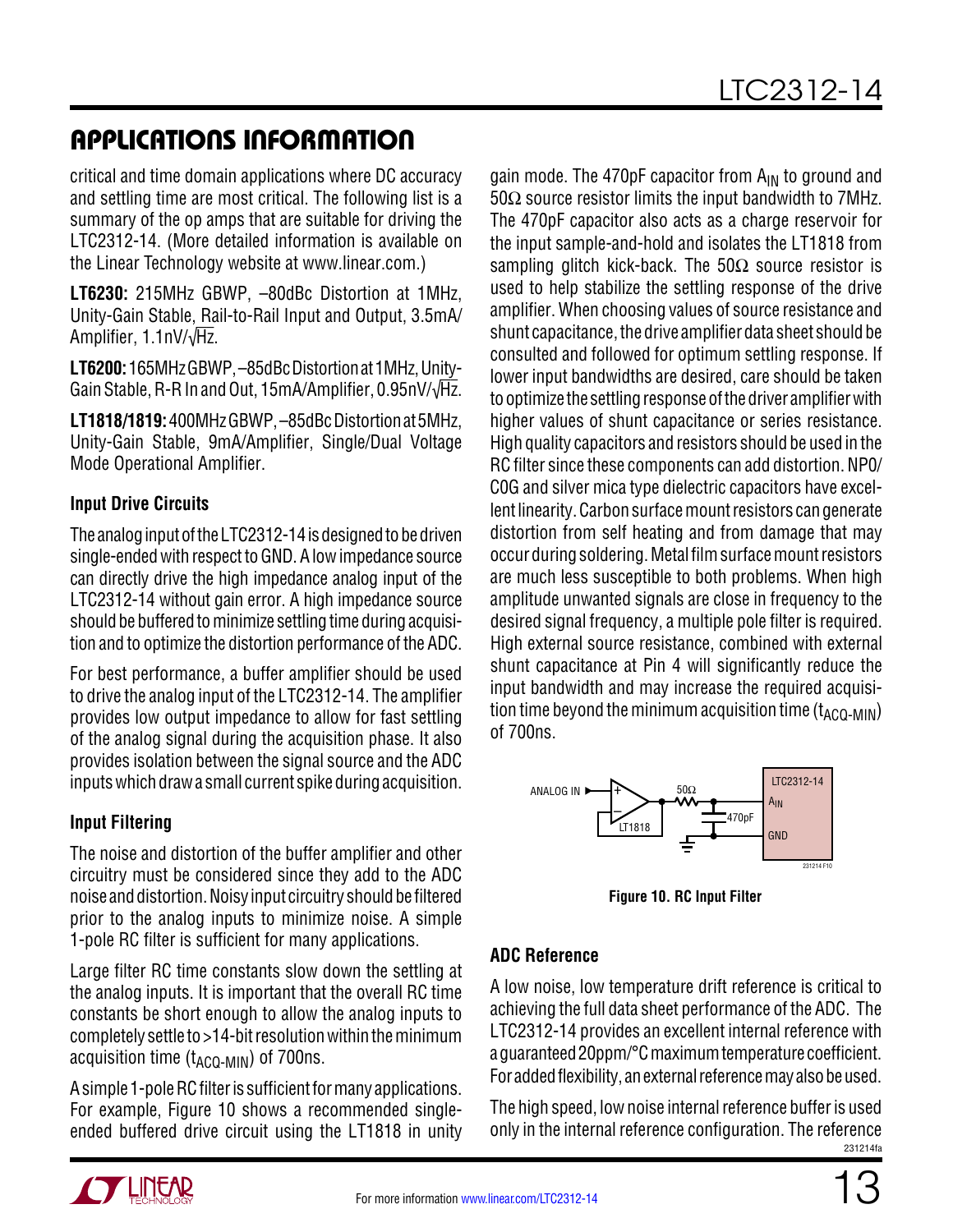## APPLICATIONS INFORMATION

critical and time domain applications where DC accuracy and settling time are most critical. The following list is a summary of the op amps that are suitable for driving the LTC2312-14. (More detailed information is available on the Linear Technology website at www.linear.com.)

**LT6230:** 215MHz GBWP, –80dBc Distortion at 1MHz, Unity-Gain Stable, Rail-to-Rail Input and Output, 3.5mA/Amplifier, 1.1nV/√Hz.

**LT6200:** 165MHz GBWP, –85dBc Distortion at 1MHz, Unity-Gain Stable, R-R In and Out, 15mA/Amplifier, 0.95nV/√Hz.

**LT1818/1819:** 400MHz GBWP, –85dBc Distortion at 5MHz, Unity-Gain Stable, 9mA/Amplifier, Single/Dual Voltage Mode Operational Amplifier.

### Input Drive Circuits

The analog input of the LTC2312-14 is designed to be driven single-ended with respect to GND. A low impedance source can directly drive the high impedance analog input of the LTC2312-14 without gain error. A high impedance source should be buffered to minimize settling time during acquisition and to optimize the distortion performance of the ADC.

For best performance, a buffer amplifier should be used to drive the analog input of the LTC2312-14. The amplifier provides low output impedance to allow for fast settling of the analog signal during the acquisition phase. It also provides isolation between the signal source and the ADC inputs which draw a small current spike during acquisition.

### Input Filtering

The noise and distortion of the buffer amplifier and other circuitry must be considered since they add to the ADC noise and distortion. Noisy input circuitry should be filtered prior to the analog inputs to minimize noise. A simple 1-pole RC filter is sufficient for many applications.

Large filter RC time constants slow down the settling at the analog inputs. It is important that the overall RC time constants be short enough to allow the analog inputs to completely settle to >14-bit resolution within the minimum acquisition time ($t_{ACQ-MIN}$) of 700ns.

A simple 1-pole RC filter is sufficient for many applications. For example, Figure 10 shows a recommended single-ended buffered drive circuit using the LT1818 in unity gain mode. The 470pF capacitor from $A_{IN}$ to ground and 50Ω source resistor limits the input bandwidth to 7MHz. The 470pF capacitor also acts as a charge reservoir for the input sample-and-hold and isolates the LT1818 from sampling glitch kick-back. The 50Ω source resistor is used to help stabilize the settling response of the drive amplifier. When choosing values of source resistance and shunt capacitance, the drive amplifier data sheet should be consulted and followed for optimum settling response. If lower input bandwidths are desired, care should be taken to optimize the settling response of the driver amplifier with higher values of shunt capacitance or series resistance. High quality capacitors and resistors should be used in the RC filter since these components can add distortion. NP0/C0G and silver mica type dielectric capacitors have excellent linearity. Carbon surface mount resistors can generate distortion from self heating and from damage that may occur during soldering. Metal film surface mount resistors are much less susceptible to both problems. When high amplitude unwanted signals are close in frequency to the desired signal frequency, a multiple pole filter is required. High external source resistance, combined with external shunt capacitance at Pin 4 will significantly reduce the input bandwidth and may increase the required acquisition time beyond the minimum acquisition time ($t_{ACQ-MIN}$) of 700ns.

**Figure 10. RC Input Filter**

### ADC Reference

A low noise, low temperature drift reference is critical to achieving the full data sheet performance of the ADC. The LTC2312-14 provides an excellent internal reference with a guaranteed 20ppm/°C maximum temperature coefficient. For added flexibility, an external reference may also be used.

The high speed, low noise internal reference buffer is used only in the internal reference configuration. The reference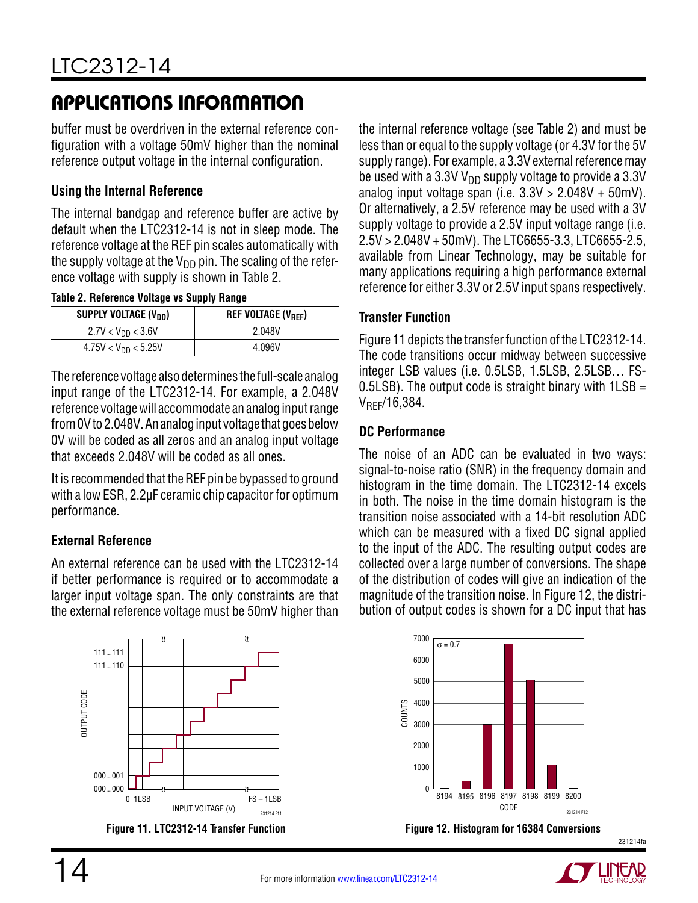## APPLICATIONS INFORMATION

buffer must be overdriven in the external reference configuration with a voltage 50mV higher than the nominal reference output voltage in the internal configuration.

### Using the Internal Reference

The internal bandgap and reference buffer are active by default when the LTC2312-14 is not in sleep mode. The reference voltage at the REF pin scales automatically with the supply voltage at the $V_{DD}$ pin. The scaling of the reference voltage with supply is shown in Table 2.

**Table 2. Reference Voltage vs Supply Range**

| SUPPLY VOLTAGE ($V_{DD}$) | REF VOLTAGE ($V_{REF}$) |
|---|---|
| $2.7V < V_{DD} < 3.6V$ | 2.048V |
| $4.75V < V_{DD} < 5.25V$ | 4.096V |

The reference voltage also determines the full-scale analog input range of the LTC2312-14. For example, a 2.048V reference voltage will accommodate an analog input range from 0V to 2.048V. An analog input voltage that goes below 0V will be coded as all zeros and an analog input voltage that exceeds 2.048V will be coded as all ones.

It is recommended that the REF pin be bypassed to ground with a low ESR, 2.2µF ceramic chip capacitor for optimum performance.

### External Reference

An external reference can be used with the LTC2312-14 if better performance is required or to accommodate a larger input voltage span. The only constraints are that the external reference voltage must be 50mV higher than the internal reference voltage (see Table 2) and must be less than or equal to the supply voltage (or 4.3V for the 5V supply range). For example, a 3.3V external reference may be used with a 3.3V $V_{DD}$ supply voltage to provide a 3.3V analog input voltage span (i.e. 3.3V > 2.048V + 50mV). Or alternatively, a 2.5V reference may be used with a 3V supply voltage to provide a 2.5V input voltage range (i.e. 2.5V > 2.048V + 50mV). The LTC6655-3.3, LTC6655-2.5, available from Linear Technology, may be suitable for many applications requiring a high performance external reference for either 3.3V or 2.5V input spans respectively.

### Transfer Function

Figure 11 depicts the transfer function of the LTC2312-14. The code transitions occur midway between successive integer LSB values (i.e. 0.5LSB, 1.5LSB, 2.5LSB… FS-0.5LSB). The output code is straight binary with 1LSB = $V_{REF}$/16,384.

### DC Performance

The noise of an ADC can be evaluated in two ways: signal-to-noise ratio (SNR) in the frequency domain and histogram in the time domain. The LTC2312-14 excels in both. The noise in the time domain histogram is the transition noise associated with a 14-bit resolution ADC which can be measured with a fixed DC signal applied to the input of the ADC. The resulting output codes are collected over a large number of conversions. The shape of the distribution of codes will give an indication of the magnitude of the transition noise. In Figure 12, the distribution of output codes is shown for a DC input that has

**Figure 11. LTC2312-14 Transfer Function**

**Figure 12. Histogram for 16384 Conversions**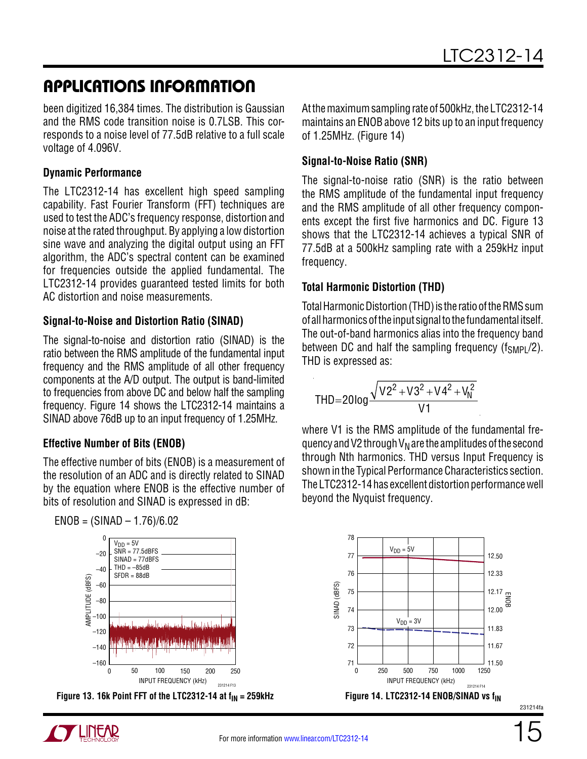## APPLICATIONS INFORMATION

been digitized 16,384 times. The distribution is Gaussian and the RMS code transition noise is 0.7LSB. This corresponds to a noise level of 77.5dB relative to a full scale voltage of 4.096V.

### Dynamic Performance

The LTC2312-14 has excellent high speed sampling capability. Fast Fourier Transform (FFT) techniques are used to test the ADC's frequency response, distortion and noise at the rated throughput. By applying a low distortion sine wave and analyzing the digital output using an FFT algorithm, the ADC's spectral content can be examined for frequencies outside the applied fundamental. The LTC2312-14 provides guaranteed tested limits for both AC distortion and noise measurements.

### Signal-to-Noise and Distortion Ratio (SINAD)

The signal-to-noise and distortion ratio (SINAD) is the ratio between the RMS amplitude of the fundamental input frequency and the RMS amplitude of all other frequency components at the A/D output. The output is band-limited to frequencies from above DC and below half the sampling frequency. Figure 14 shows the LTC2312-14 maintains a SINAD above 76dB up to an input frequency of 1.25MHz.

### Effective Number of Bits (ENOB)

The effective number of bits (ENOB) is a measurement of the resolution of an ADC and is directly related to SINAD by the equation where ENOB is the effective number of bits of resolution and SINAD is expressed in dB:

$$\text{ENOB} = (\text{SINAD} - 1.76)/6.02$$

Figure 13. 16k Point FFT of the LTC2312-14 at $f_{IN}$ = 259kHz

At the maximum sampling rate of 500kHz, the LTC2312-14 maintains an ENOB above 12 bits up to an input frequency of 1.25MHz. (Figure 14)

### Signal-to-Noise Ratio (SNR)

The signal-to-noise ratio (SNR) is the ratio between the RMS amplitude of the fundamental input frequency and the RMS amplitude of all other frequency components except the first five harmonics and DC. Figure 13 shows that the LTC2312-14 achieves a typical SNR of 77.5dB at a 500kHz sampling rate with a 259kHz input frequency.

### Total Harmonic Distortion (THD)

Total Harmonic Distortion (THD) is the ratio of the RMS sum of all harmonics of the input signal to the fundamental itself. The out-of-band harmonics alias into the frequency band between DC and half the sampling frequency ($f_{SMPL}/2$). THD is expressed as:

$$\text{THD} = 20\log\frac{\sqrt{V2^2 + V3^2 + V4^2 + V_N^2}}{V1}$$

where V1 is the RMS amplitude of the fundamental frequency and V2 through $V_N$ are the amplitudes of the second through Nth harmonics. THD versus Input Frequency is shown in the Typical Performance Characteristics section. The LTC2312-14 has excellent distortion performance well beyond the Nyquist frequency.

Figure 14. LTC2312-14 ENOB/SINAD vs $f_{IN}$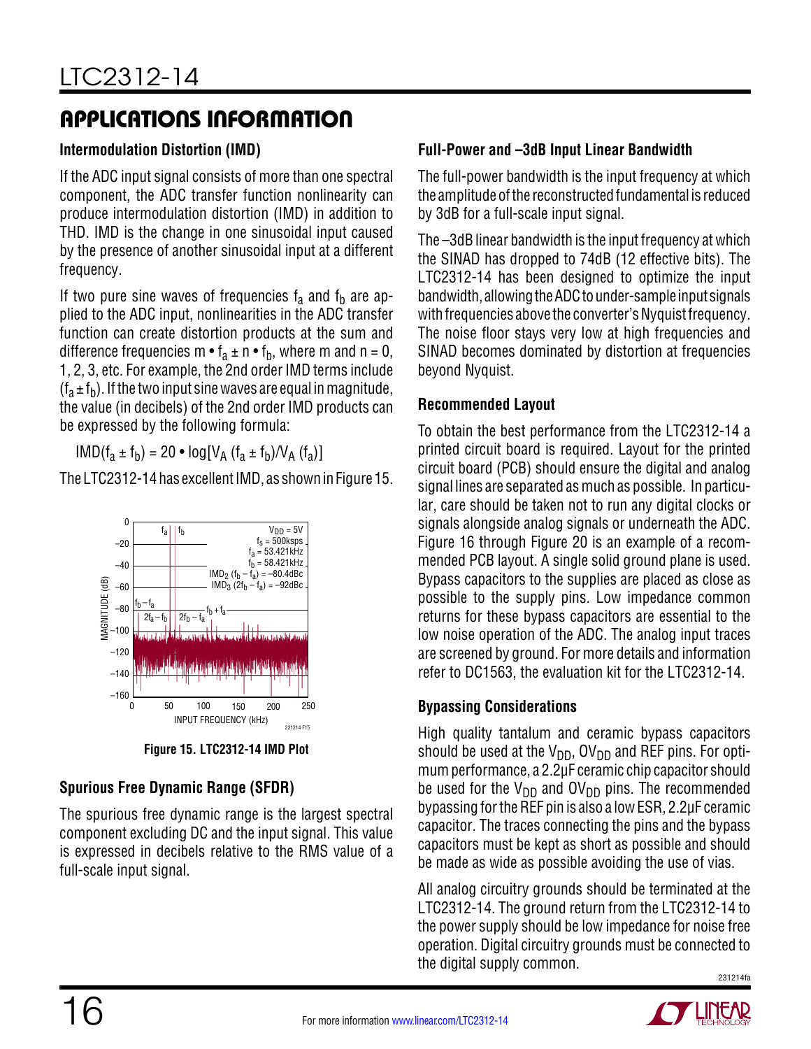## APPLICATIONS INFORMATION

### Intermodulation Distortion (IMD)

If the ADC input signal consists of more than one spectral component, the ADC transfer function nonlinearity can produce intermodulation distortion (IMD) in addition to THD. IMD is the change in one sinusoidal input caused by the presence of another sinusoidal input at a different frequency.

If two pure sine waves of frequencies $f_a$ and $f_b$ are applied to the ADC input, nonlinearities in the ADC transfer function can create distortion products at the sum and difference frequencies $m \bullet f_a \pm n \bullet f_b$, where m and n = 0, 1, 2, 3, etc. For example, the 2nd order IMD terms include $(f_a \pm f_b)$. If the two input sine waves are equal in magnitude, the value (in decibels) of the 2nd order IMD products can be expressed by the following formula:

$$IMD(f_a \pm f_b) = 20 \bullet \log[V_A (f_a \pm f_b)/V_A (f_a)]$$

The LTC2312-14 has excellent IMD, as shown in Figure 15.

**Figure 15. LTC2312-14 IMD Plot**

### Spurious Free Dynamic Range (SFDR)

The spurious free dynamic range is the largest spectral component excluding DC and the input signal. This value is expressed in decibels relative to the RMS value of a full-scale input signal.

### Full-Power and –3dB Input Linear Bandwidth

The full-power bandwidth is the input frequency at which the amplitude of the reconstructed fundamental is reduced by 3dB for a full-scale input signal.

The –3dB linear bandwidth is the input frequency at which the SINAD has dropped to 74dB (12 effective bits). The LTC2312-14 has been designed to optimize the input bandwidth, allowing the ADC to under-sample input signals with frequencies above the converter's Nyquist frequency. The noise floor stays very low at high frequencies and SINAD becomes dominated by distortion at frequencies beyond Nyquist.

### Recommended Layout

To obtain the best performance from the LTC2312-14 a printed circuit board is required. Layout for the printed circuit board (PCB) should ensure the digital and analog signal lines are separated as much as possible. In particular, care should be taken not to run any digital clocks or signals alongside analog signals or underneath the ADC. Figure 16 through Figure 20 is an example of a recommended PCB layout. A single solid ground plane is used. Bypass capacitors to the supplies are placed as close as possible to the supply pins. Low impedance common returns for these bypass capacitors are essential to the low noise operation of the ADC. The analog input traces are screened by ground. For more details and information refer to DC1563, the evaluation kit for the LTC2312-14.

### Bypassing Considerations

High quality tantalum and ceramic bypass capacitors should be used at the $V_{DD}$, $OV_{DD}$ and REF pins. For optimum performance, a 2.2µF ceramic chip capacitor should be used for the $V_{DD}$ and $OV_{DD}$ pins. The recommended bypassing for the REF pin is also a low ESR, 2.2µF ceramic capacitor. The traces connecting the pins and the bypass capacitors must be kept as short as possible and should be made as wide as possible avoiding the use of vias.

All analog circuitry grounds should be terminated at the LTC2312-14. The ground return from the LTC2312-14 to the power supply should be low impedance for noise free operation. Digital circuitry grounds must be connected to the digital supply common.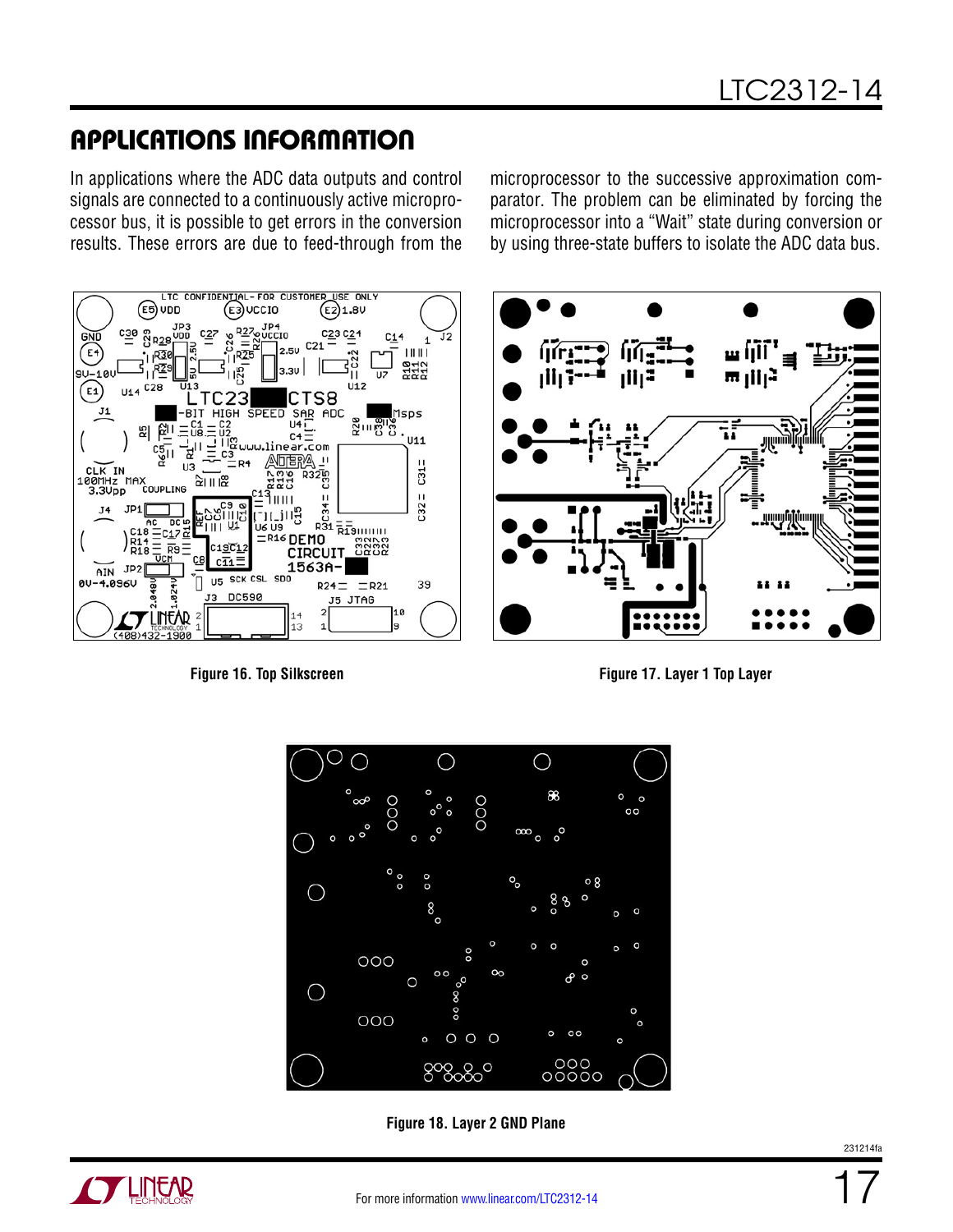## APPLICATIONS INFORMATION

In applications where the ADC data outputs and control signals are connected to a continuously active microprocessor bus, it is possible to get errors in the conversion results. These errors are due to feed-through from the microprocessor to the successive approximation comparator. The problem can be eliminated by forcing the microprocessor into a "Wait" state during conversion or by using three-state buffers to isolate the ADC data bus.

**Figure 16. Top Silkscreen**

**Figure 17. Layer 1 Top Layer**

**Figure 18. Layer 2 GND Plane**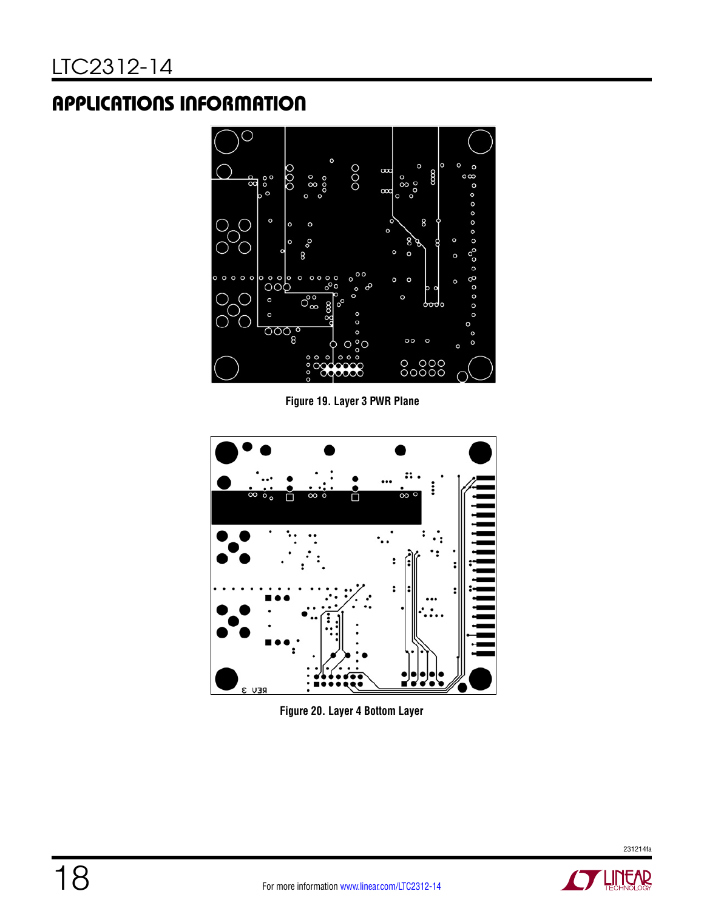## APPLICATIONS INFORMATION

Figure 19. Layer 3 PWR Plane

Figure 20. Layer 4 Bottom Layer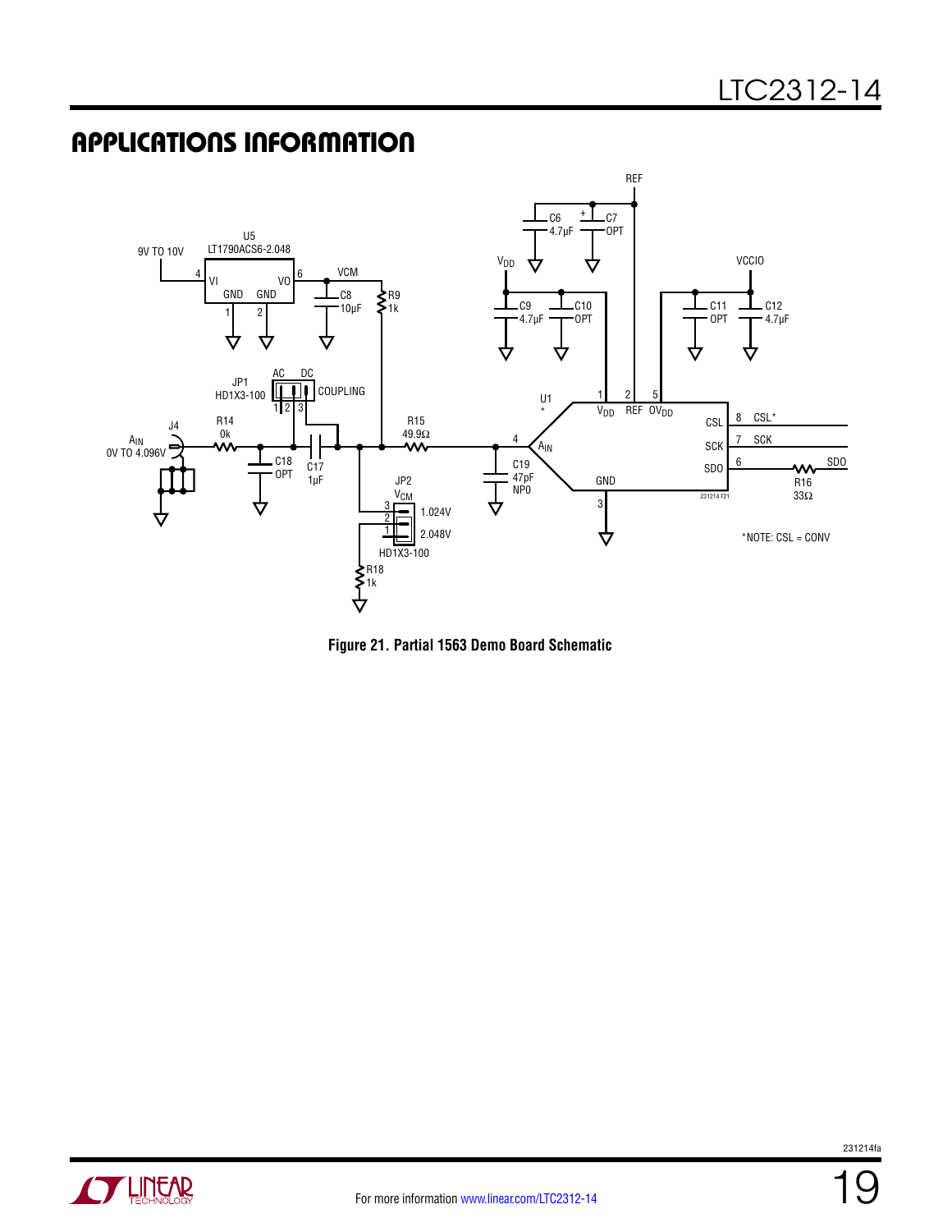## APPLICATIONS INFORMATION

Figure 21. Partial 1563 Demo Board Schematic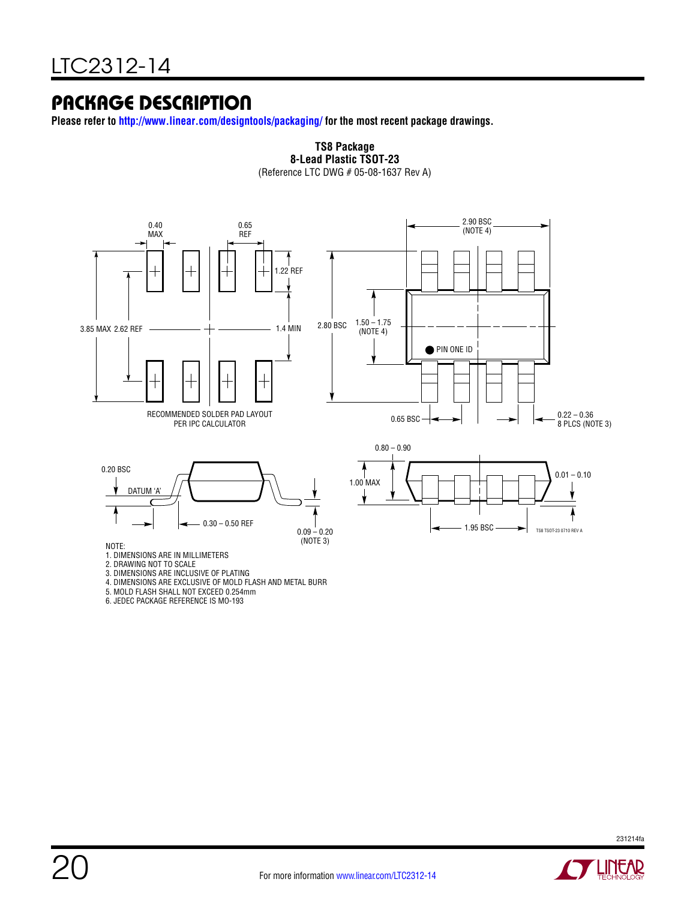## PACKAGE DESCRIPTION

**Please refer to http://www.linear.com/designtools/packaging/ for the most recent package drawings.**

**TS8 Package**
**8-Lead Plastic TSOT-23**
(Reference LTC DWG # 05-08-1637 Rev A)

0.40 MAX
0.65 REF
1.22 REF
3.85 MAX 2.62 REF
1.4 MIN
RECOMMENDED SOLDER PAD LAYOUT PER IPC CALCULATOR

2.90 BSC (NOTE 4)
2.80 BSC
1.50 – 1.75 (NOTE 4)
PIN ONE ID
0.65 BSC
0.22 – 0.36 8 PLCS (NOTE 3)

0.20 BSC
DATUM 'A'
0.30 – 0.50 REF
0.09 – 0.20 (NOTE 3)

0.80 – 0.90
1.00 MAX
0.01 – 0.10
1.95 BSC

TS8 TSOT-23 0710 REV A

NOTE:
1. DIMENSIONS ARE IN MILLIMETERS
2. DRAWING NOT TO SCALE
3. DIMENSIONS ARE INCLUSIVE OF PLATING
4. DIMENSIONS ARE EXCLUSIVE OF MOLD FLASH AND METAL BURR
5. MOLD FLASH SHALL NOT EXCEED 0.254mm
6. JEDEC PACKAGE REFERENCE IS MO-193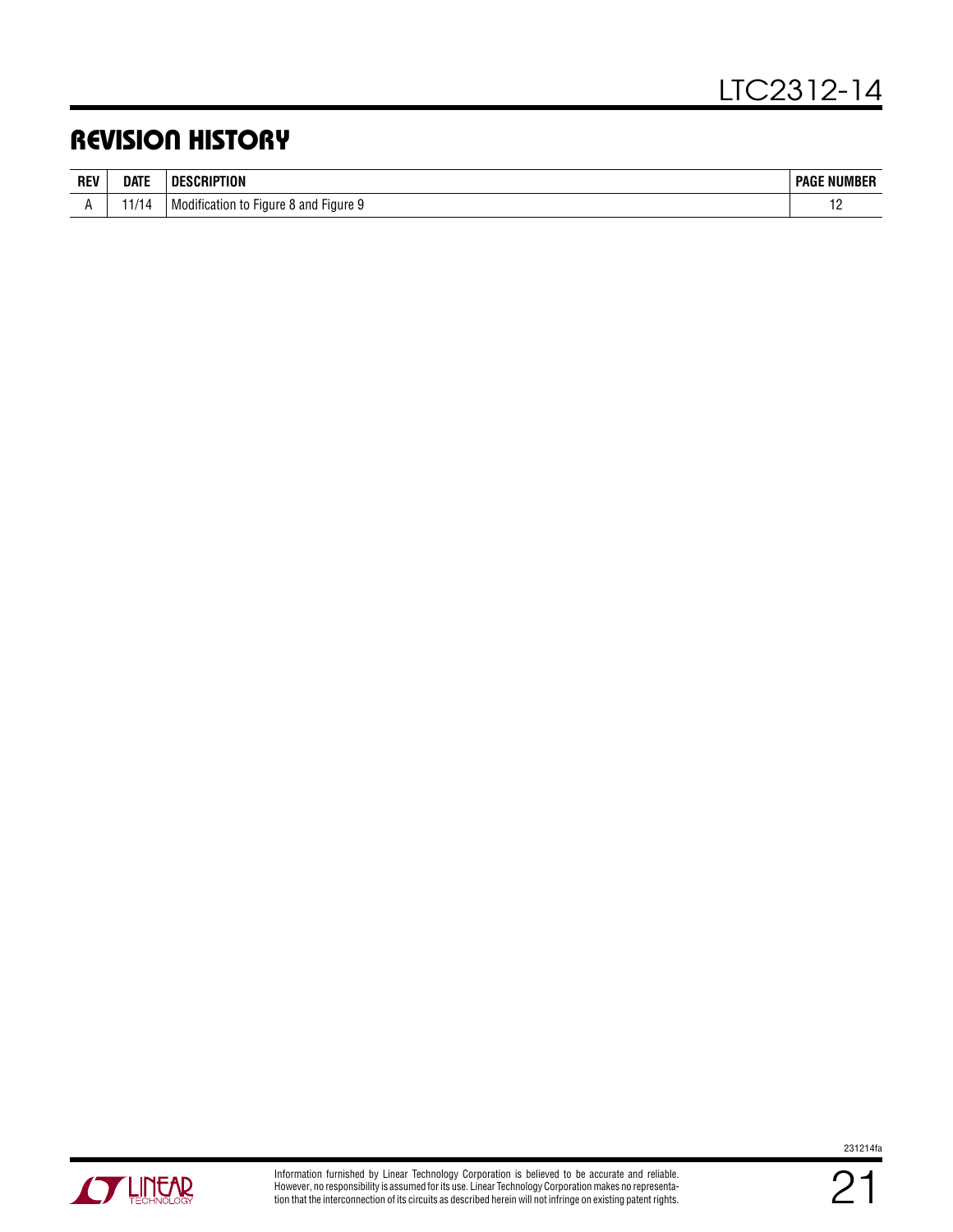## REVISION HISTORY

| REV | DATE | DESCRIPTION | PAGE NUMBER |
|---|---|---|---|
| A | 11/14 | Modification to Figure 8 and Figure 9 | 12 |

Information furnished by Linear Technology Corporation is believed to be accurate and reliable. However, no responsibility is assumed for its use. Linear Technology Corporation makes no representation that the interconnection of its circuits as described herein will not infringe on existing patent rights.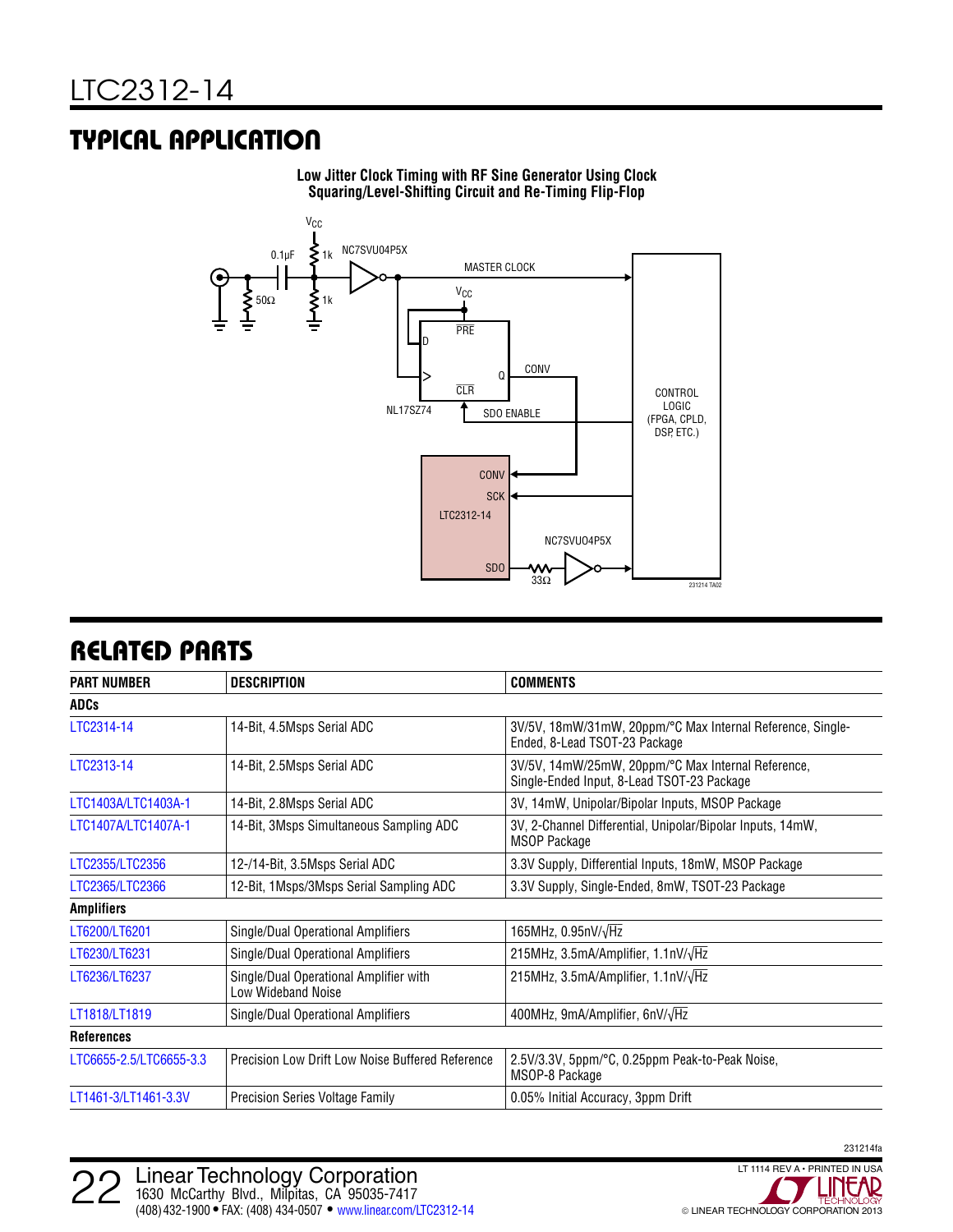# TYPICAL APPLICATION

**Low Jitter Clock Timing with RF Sine Generator Using Clock Squaring/Level-Shifting Circuit and Re-Timing Flip-Flop**

$V_{CC}$
0.1µF
1k
1k
50Ω
NC7SVU04P5X
MASTER CLOCK
$V_{CC}$
PRE
D
Q
CLR
CONV
NL17SZ74
SDO ENABLE
CONTROL LOGIC (FPGA, CPLD, DSP, ETC.)
CONV
SCK
LTC2312-14
SDO
NC7SVU04P5X
33Ω
231214 TA02

# RELATED PARTS

| PART NUMBER | DESCRIPTION | COMMENTS |
|---|---|---|
| **ADCs** | | |
| LTC2314-14 | 14-Bit, 4.5Msps Serial ADC | 3V/5V, 18mW/31mW, 20ppm/°C Max Internal Reference, Single-Ended, 8-Lead TSOT-23 Package |
| LTC2313-14 | 14-Bit, 2.5Msps Serial ADC | 3V/5V, 14mW/25mW, 20ppm/°C Max Internal Reference, Single-Ended Input, 8-Lead TSOT-23 Package |
| LTC1403A/LTC1403A-1 | 14-Bit, 2.8Msps Serial ADC | 3V, 14mW, Unipolar/Bipolar Inputs, MSOP Package |
| LTC1407A/LTC1407A-1 | 14-Bit, 3Msps Simultaneous Sampling ADC | 3V, 2-Channel Differential, Unipolar/Bipolar Inputs, 14mW, MSOP Package |
| LTC2355/LTC2356 | 12-/14-Bit, 3.5Msps Serial ADC | 3.3V Supply, Differential Inputs, 18mW, MSOP Package |
| LTC2365/LTC2366 | 12-Bit, 1Msps/3Msps Serial Sampling ADC | 3.3V Supply, Single-Ended, 8mW, TSOT-23 Package |
| **Amplifiers** | | |
| LT6200/LT6201 | Single/Dual Operational Amplifiers | 165MHz, 0.95nV/√Hz |
| LT6230/LT6231 | Single/Dual Operational Amplifiers | 215MHz, 3.5mA/Amplifier, 1.1nV/√Hz |
| LT6236/LT6237 | Single/Dual Operational Amplifier with Low Wideband Noise | 215MHz, 3.5mA/Amplifier, 1.1nV/√Hz |
| LT1818/LT1819 | Single/Dual Operational Amplifiers | 400MHz, 9mA/Amplifier, 6nV/√Hz |
| **References** | | |
| LTC6655-2.5/LTC6655-3.3 | Precision Low Drift Low Noise Buffered Reference | 2.5V/3.3V, 5ppm/°C, 0.25ppm Peak-to-Peak Noise, MSOP-8 Package |
| LT1461-3/LT1461-3.3V | Precision Series Voltage Family | 0.05% Initial Accuracy, 3ppm Drift |

Linear Technology Corporation
1630 McCarthy Blvd., Milpitas, CA 95035-7417
(408) 432-1900 • FAX: (408) 434-0507 • www.linear.com/LTC2312-14

231214fa
LT 1114 REV A • PRINTED IN USA
© LINEAR TECHNOLOGY CORPORATION 2013